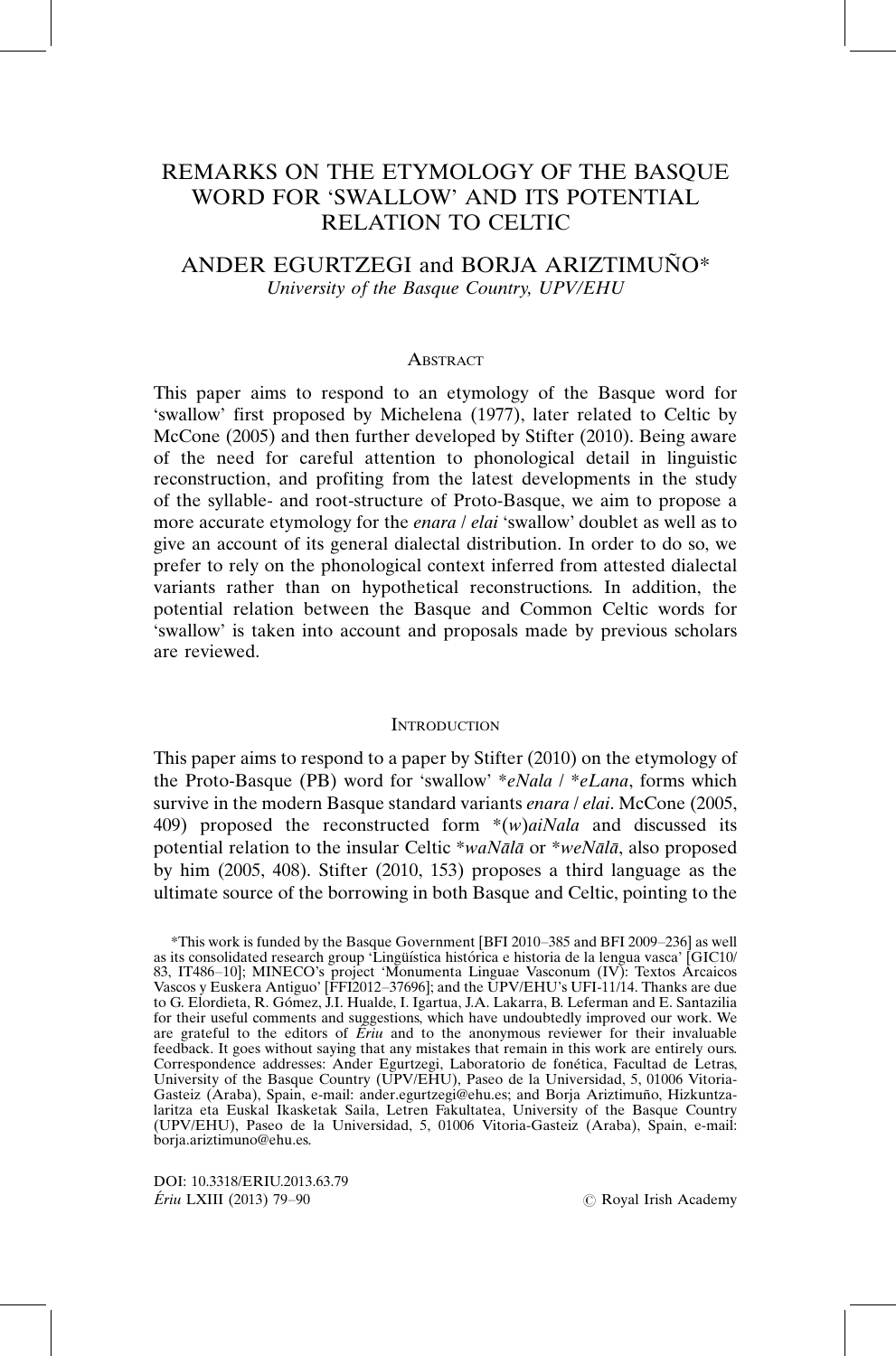# REMARKS ON THE ETYMOLOGY OF THE BASQUE WORD FOR 'SWALLOW' AND ITS POTENTIAL RELATION TO CELTIC

## ANDER EGURTZEGI and BORJA ARIZTIMUÑO*

*University of the Basque Country, UPV/EHU*

### ABSTRACT

This paper aims to respond to an etymology of the Basque word for 'swallow' first proposed by Michelena (1977), later related to Celtic by McCone (2005) and then further developed by Stifter (2010). Being aware of the need for careful attention to phonological detail in linguistic reconstruction, and profiting from the latest developments in the study of the syllable- and root-structure of Proto-Basque, we aim to propose a more accurate etymology for the *enara* / *elai* 'swallow' doublet as well as to give an account of its general dialectal distribution. In order to do so, we prefer to rely on the phonological context inferred from attested dialectal variants rather than on hypothetical reconstructions. In addition, the potential relation between the Basque and Common Celtic words for 'swallow' is taken into account and proposals made by previous scholars are reviewed.

### INTRODUCTION

This paper aims to respond to a paper by Stifter (2010) on the etymology of the Proto-Basque (PB) word for 'swallow' \**eNala* / \**eLana*, forms which survive in the modern Basque standard variants *enara* / *elai*. McCone (2005, 409) proposed the reconstructed form \*(*w*)*aiNala* and discussed its potential relation to the insular Celtic \**waNālā* or \**weNālā*, also proposed by him (2005, 408). Stifter (2010, 153) proposes a third language as the ultimate source of the borrowing in both Basque and Celtic, pointing to the

---

*This work is funded by the Basque Government [BFI 2010–385 and BFI 2009–236] as well as its consolidated research group 'Lingüística histórica e historia de la lengua vasca' [GIC10/83, IT486–10]; MINECO's project 'Monumenta Linguae Vasconum (IV): Textos Arcaicos Vascos y Euskera Antiguo' [FFI2012–37696]; and the UPV/EHU's UFI-11/14. Thanks are due to G. Elordieta, R. Gómez, J.I. Hualde, I. Igartua, J.A. Lakarra, B. Leferman and E. Santazilia for their useful comments and suggestions, which have undoubtedly improved our work. We are grateful to the editors of *Ériu* and to the anonymous reviewer for their invaluable feedback. It goes without saying that any mistakes that remain in this work are entirely ours. Correspondence addresses: Ander Egurtzegi, Laboratorio de fonética, Facultad de Letras, University of the Basque Country (UPV/EHU), Paseo de la Universidad, 5, 01006 Vitoria-Gasteiz (Araba), Spain, e-mail: ander.egurtzegi@ehu.es; and Borja Ariztimuño, Hizkuntzalaritza eta Euskal Ikasketak Saila, Letren Fakultatea, University of the Basque Country (UPV/EHU), Paseo de la Universidad, 5, 01006 Vitoria-Gasteiz (Araba), Spain, e-mail: borja.ariztimuno@ehu.es.

DOI: 10.3318/ERIU.2013.63.79

© Royal Irish Academy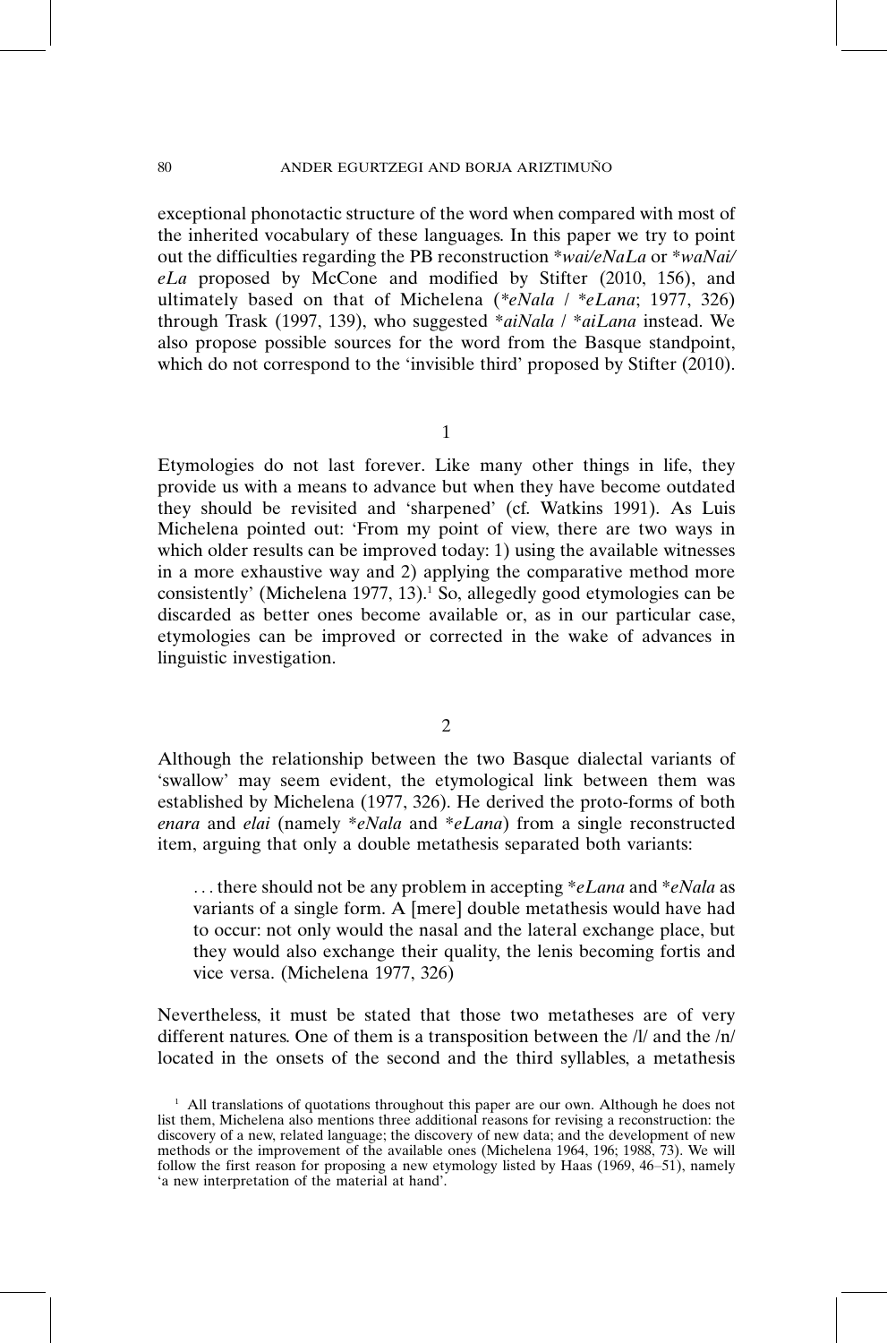exceptional phonotactic structure of the word when compared with most of the inherited vocabulary of these languages. In this paper we try to point out the difficulties regarding the PB reconstruction *\*wai/eNaLa* or *\*waNai/eLa* proposed by McCone and modified by Stifter (2010, 156), and ultimately based on that of Michelena (*\*eNala* / *\*eLana*; 1977, 326) through Trask (1997, 139), who suggested *\*aiNala* / *\*aiLana* instead. We also propose possible sources for the word from the Basque standpoint, which do not correspond to the 'invisible third' proposed by Stifter (2010).

1

Etymologies do not last forever. Like many other things in life, they provide us with a means to advance but when they have become outdated they should be revisited and 'sharpened' (cf. Watkins 1991). As Luis Michelena pointed out: 'From my point of view, there are two ways in which older results can be improved today: 1) using the available witnesses in a more exhaustive way and 2) applying the comparative method more consistently' (Michelena 1977, 13).[1] So, allegedly good etymologies can be discarded as better ones become available or, as in our particular case, etymologies can be improved or corrected in the wake of advances in linguistic investigation.

2

Although the relationship between the two Basque dialectal variants of 'swallow' may seem evident, the etymological link between them was established by Michelena (1977, 326). He derived the proto-forms of both *enara* and *elai* (namely *\*eNala* and *\*eLana*) from a single reconstructed item, arguing that only a double metathesis separated both variants:

> . . . there should not be any problem in accepting *\*eLana* and *\*eNala* as variants of a single form. A [mere] double metathesis would have had to occur: not only would the nasal and the lateral exchange place, but they would also exchange their quality, the lenis becoming fortis and vice versa. (Michelena 1977, 326)

Nevertheless, it must be stated that those two metatheses are of very different natures. One of them is a transposition between the /l/ and the /n/ located in the onsets of the second and the third syllables, a metathesis

[1] All translations of quotations throughout this paper are our own. Although he does not list them, Michelena also mentions three additional reasons for revising a reconstruction: the discovery of a new, related language; the discovery of new data; and the development of new methods or the improvement of the available ones (Michelena 1964, 196; 1988, 73). We will follow the first reason for proposing a new etymology listed by Haas (1969, 46–51), namely 'a new interpretation of the material at hand'.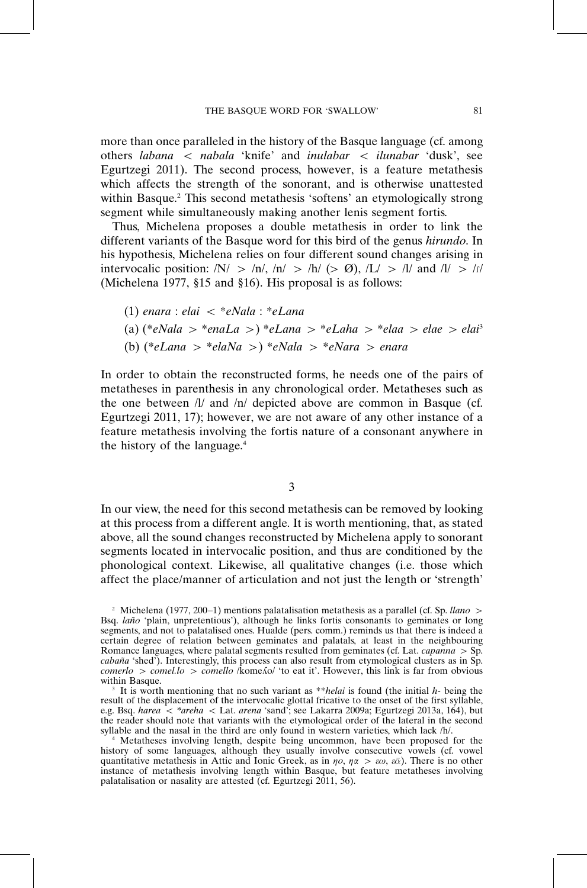more than once paralleled in the history of the Basque language (cf. among others *labana* < *nabala* 'knife' and *inulabar* < *ilunabar* 'dusk', see Egurtzegi 2011). The second process, however, is a feature metathesis which affects the strength of the sonorant, and is otherwise unattested within Basque.[2] This second metathesis 'softens' an etymologically strong segment while simultaneously making another lenis segment fortis.

Thus, Michelena proposes a double metathesis in order to link the different variants of the Basque word for this bird of the genus *hirundo*. In his hypothesis, Michelena relies on four different sound changes arising in intervocalic position: /N/ > /n/, /n/ > /h/ (> Ø), /L/ > /l/ and /l/ > /ɾ/ (Michelena 1977, §15 and §16). His proposal is as follows:

(1) *enara* : *elai* < **eNala* : **eLana*

(a) (**eNala* > **enaLa* >) **eLana* > **eLaha* > **elaa* > *elae* > *elai*[3]

(b) (**eLana* > **elaNa* >) **eNala* > **eNara* > *enara*

In order to obtain the reconstructed forms, he needs one of the pairs of metatheses in parenthesis in any chronological order. Metatheses such as the one between /l/ and /n/ depicted above are common in Basque (cf. Egurtzegi 2011, 17); however, we are not aware of any other instance of a feature metathesis involving the fortis nature of a consonant anywhere in the history of the language.[4]

## 3

In our view, the need for this second metathesis can be removed by looking at this process from a different angle. It is worth mentioning, that, as stated above, all the sound changes reconstructed by Michelena apply to sonorant segments located in intervocalic position, and thus are conditioned by the phonological context. Likewise, all qualitative changes (i.e. those which affect the place/manner of articulation and not just the length or 'strength'

---

[2] Michelena (1977, 200–1) mentions palatalisation metathesis as a parallel (cf. Sp. *llano* > Bsq. *laño* 'plain, unpretentious'), although he links fortis consonants to geminates or long segments, and not to palatalised ones. Hualde (pers. comm.) reminds us that there is indeed a certain degree of relation between geminates and palatals, at least in the neighbouring Romance languages, where palatal segments resulted from geminates (cf. Lat. *capanna* > Sp. *cabaña* 'shed'). Interestingly, this process can also result from etymological clusters as in Sp. *comerlo* > *comel.lo* > *comello* /komeʎo/ 'to eat it'. However, this link is far from obvious within Basque.

[3] It is worth mentioning that no such variant as ***helai* is found (the initial *h-* being the result of the displacement of the intervocalic glottal fricative to the onset of the first syllable, e.g. Bsq. *harea* < **areha* < Lat. *arena* 'sand'; see Lakarra 2009a; Egurtzegi 2013a, 164), but the reader should note that variants with the etymological order of the lateral in the second syllable and the nasal in the third are only found in western varieties, which lack /h/.

[4] Metatheses involving length, despite being uncommon, have been proposed for the history of some languages, although they usually involve consecutive vowels (cf. vowel quantitative metathesis in Attic and Ionic Greek, as in ηο, ηα > εω, εᾱ). There is no other instance of metathesis involving length within Basque, but feature metatheses involving palatalisation or nasality are attested (cf. Egurtzegi 2011, 56).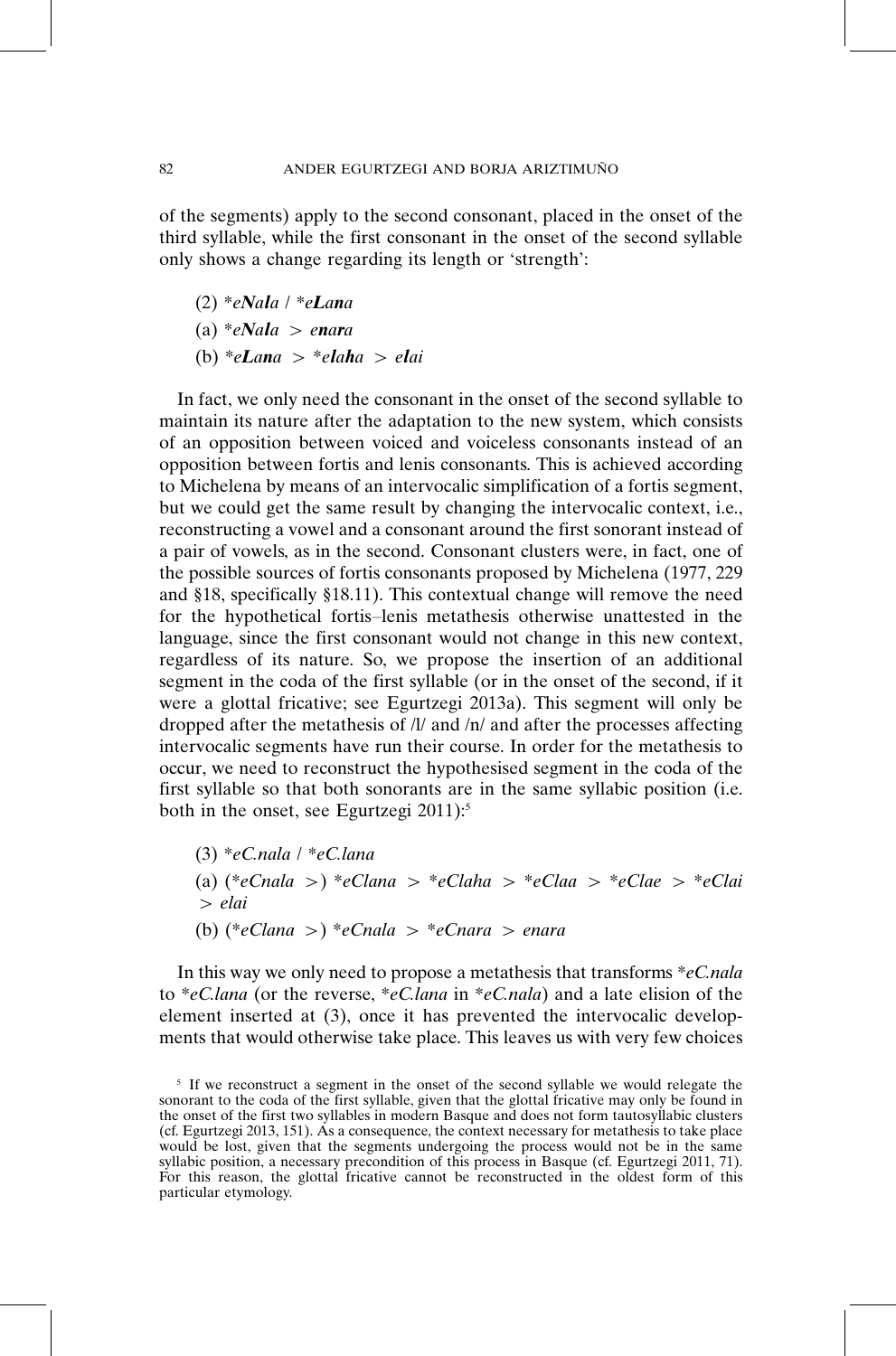of the segments) apply to the second consonant, placed in the onset of the third syllable, while the first consonant in the onset of the second syllable only shows a change regarding its length or 'strength':

(2) *\*e**N**a**l**a* / *\*e**L**a**n**a*

(a) *\*e**N**a**l**a* > ***e**n**a**r**a***

(b) *\*e**L**a**n**a* > *\*e**l**a**h**a* > ***e**l**ai***

In fact, we only need the consonant in the onset of the second syllable to maintain its nature after the adaptation to the new system, which consists of an opposition between voiced and voiceless consonants instead of an opposition between fortis and lenis consonants. This is achieved according to Michelena by means of an intervocalic simplification of a fortis segment, but we could get the same result by changing the intervocalic context, i.e., reconstructing a vowel and a consonant around the first sonorant instead of a pair of vowels, as in the second. Consonant clusters were, in fact, one of the possible sources of fortis consonants proposed by Michelena (1977, 229 and §18, specifically §18.11). This contextual change will remove the need for the hypothetical fortis–lenis metathesis otherwise unattested in the language, since the first consonant would not change in this new context, regardless of its nature. So, we propose the insertion of an additional segment in the coda of the first syllable (or in the onset of the second, if it were a glottal fricative; see Egurtzegi 2013a). This segment will only be dropped after the metathesis of /l/ and /n/ and after the processes affecting intervocalic segments have run their course. In order for the metathesis to occur, we need to reconstruct the hypothesised segment in the coda of the first syllable so that both sonorants are in the same syllabic position (i.e. both in the onset, see Egurtzegi 2011):[5]

(3) *\*eC.nala* / *\*eC.lana*

(a) (*\*eCnala* >) *\*eClana* > *\*eClaha* > *\*eClaa* > *\*eClae* > *\*eClai* > *elai*

(b) (*\*eClana* >) *\*eCnala* > *\*eCnara* > *enara*

In this way we only need to propose a metathesis that transforms *\*eC.nala* to *\*eC.lana* (or the reverse, *\*eC.lana* in *\*eC.nala*) and a late elision of the element inserted at (3), once it has prevented the intervocalic developments that would otherwise take place. This leaves us with very few choices

[5] If we reconstruct a segment in the onset of the second syllable we would relegate the sonorant to the coda of the first syllable, given that the glottal fricative may only be found in the onset of the first two syllables in modern Basque and does not form tautosyllabic clusters (cf. Egurtzegi 2013, 151). As a consequence, the context necessary for metathesis to take place would be lost, given that the segments undergoing the process would not be in the same syllabic position, a necessary precondition of this process in Basque (cf. Egurtzegi 2011, 71). For this reason, the glottal fricative cannot be reconstructed in the oldest form of this particular etymology.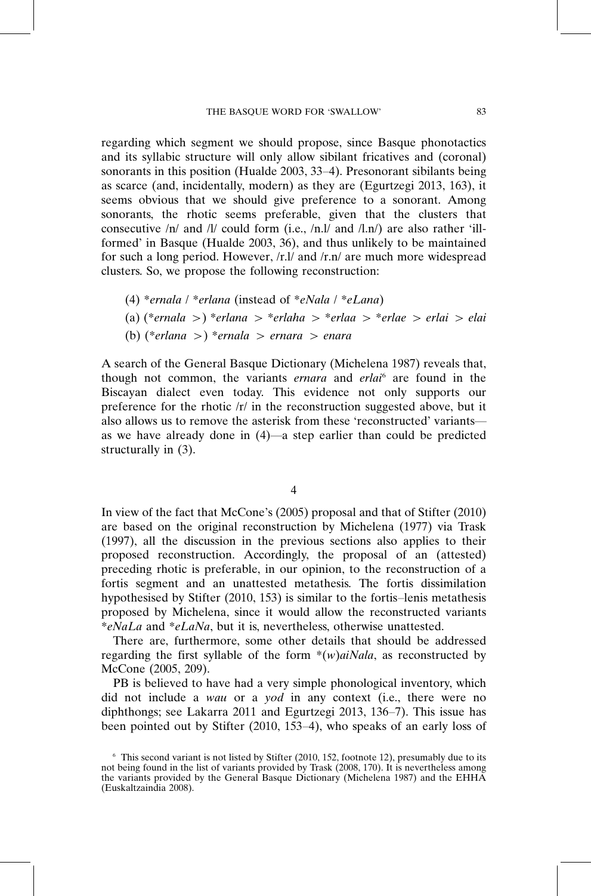regarding which segment we should propose, since Basque phonotactics and its syllabic structure will only allow sibilant fricatives and (coronal) sonorants in this position (Hualde 2003, 33–4). Presonorant sibilants being as scarce (and, incidentally, modern) as they are (Egurtzegi 2013, 163), it seems obvious that we should give preference to a sonorant. Among sonorants, the rhotic seems preferable, given that the clusters that consecutive /n/ and /l/ could form (i.e., /n.l/ and /l.n/) are also rather 'ill-formed' in Basque (Hualde 2003, 36), and thus unlikely to be maintained for such a long period. However, /r.l/ and /r.n/ are much more widespread clusters. So, we propose the following reconstruction:

(4) *\*ernala* / *\*erlana* (instead of *\*eNala* / *\*eLana*)

(a) (*\*ernala* >) *\*erlana* > *\*erlaha* > *\*erlaa* > *\*erlae* > *erlai* > *elai*

(b) (*\*erlana* >) *\*ernala* > *ernara* > *enara*

A search of the General Basque Dictionary (Michelena 1987) reveals that, though not common, the variants *ernara* and *erlai*[6] are found in the Biscayan dialect even today. This evidence not only supports our preference for the rhotic /r/ in the reconstruction suggested above, but it also allows us to remove the asterisk from these 'reconstructed' variants—as we have already done in (4)—a step earlier than could be predicted structurally in (3).

## 4

In view of the fact that McCone's (2005) proposal and that of Stifter (2010) are based on the original reconstruction by Michelena (1977) via Trask (1997), all the discussion in the previous sections also applies to their proposed reconstruction. Accordingly, the proposal of an (attested) preceding rhotic is preferable, in our opinion, to the reconstruction of a fortis segment and an unattested metathesis. The fortis dissimilation hypothesised by Stifter (2010, 153) is similar to the fortis–lenis metathesis proposed by Michelena, since it would allow the reconstructed variants *\*eNaLa* and *\*eLaNa*, but it is, nevertheless, otherwise unattested.

There are, furthermore, some other details that should be addressed regarding the first syllable of the form *\*(w)aiNala*, as reconstructed by McCone (2005, 209).

PB is believed to have had a very simple phonological inventory, which did not include a *wau* or a *yod* in any context (i.e., there were no diphthongs; see Lakarra 2011 and Egurtzegi 2013, 136–7). This issue has been pointed out by Stifter (2010, 153–4), who speaks of an early loss of

[6] This second variant is not listed by Stifter (2010, 152, footnote 12), presumably due to its not being found in the list of variants provided by Trask (2008, 170). It is nevertheless among the variants provided by the General Basque Dictionary (Michelena 1987) and the EHHA (Euskaltzaindia 2008).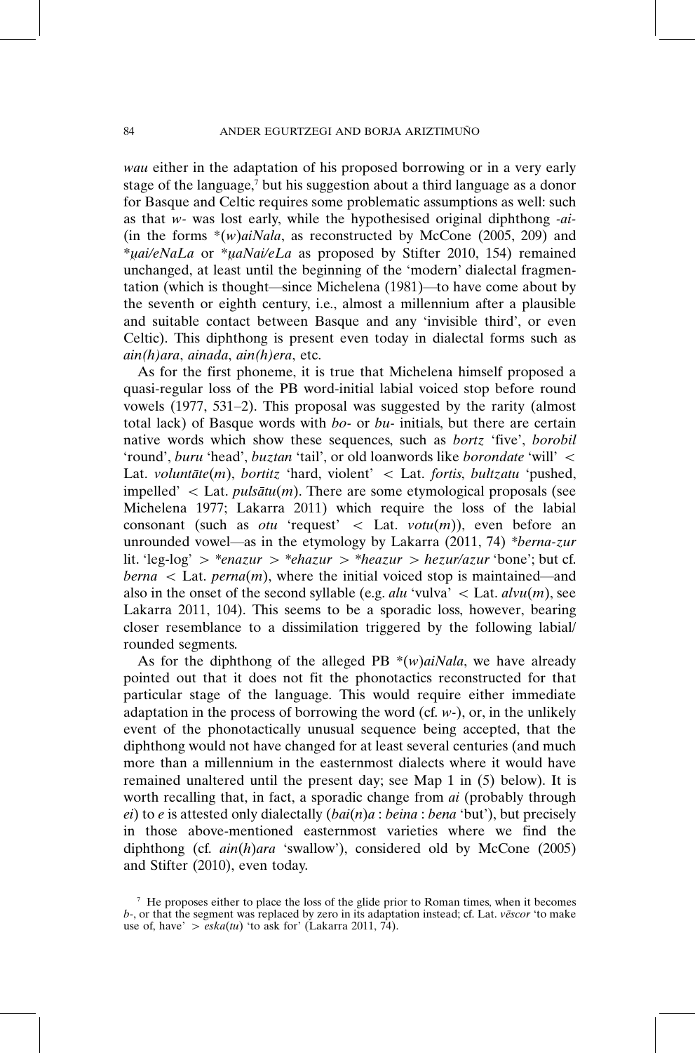*wau* either in the adaptation of his proposed borrowing or in a very early stage of the language,[7] but his suggestion about a third language as a donor for Basque and Celtic requires some problematic assumptions as well: such as that *w-* was lost early, while the hypothesised original diphthong *-ai-* (in the forms *(*w*)*aiNala*, as reconstructed by McCone (2005, 209) and **u̯ai/eNaLa* or **u̯aNai/eLa* as proposed by Stifter 2010, 154) remained unchanged, at least until the beginning of the 'modern' dialectal fragmentation (which is thought—since Michelena (1981)—to have come about by the seventh or eighth century, i.e., almost a millennium after a plausible and suitable contact between Basque and any 'invisible third', or even Celtic). This diphthong is present even today in dialectal forms such as *ain(h)ara*, *ainada*, *ain(h)era*, etc.

As for the first phoneme, it is true that Michelena himself proposed a quasi-regular loss of the PB word-initial labial voiced stop before round vowels (1977, 531–2). This proposal was suggested by the rarity (almost total lack) of Basque words with *bo-* or *bu-* initials, but there are certain native words which show these sequences, such as *bortz* 'five', *borobil* 'round', *buru* 'head', *buztan* 'tail', or old loanwords like *borondate* 'will' < Lat. *voluntāte*(*m*), *bortitz* 'hard, violent' < Lat. *fortis*, *bultzatu* 'pushed, impelled' < Lat. *pulsātu*(*m*). There are some etymological proposals (see Michelena 1977; Lakarra 2011) which require the loss of the labial consonant (such as *otu* 'request' < Lat. *votu*(*m*)), even before an unrounded vowel—as in the etymology by Lakarra (2011, 74) **berna-zur* lit. 'leg-log' > **enazur* > **ehazur* > **heazur* > *hezur/azur* 'bone'; but cf. *berna* < Lat. *perna*(*m*), where the initial voiced stop is maintained—and also in the onset of the second syllable (e.g. *alu* 'vulva' < Lat. *alvu*(*m*), see Lakarra 2011, 104). This seems to be a sporadic loss, however, bearing closer resemblance to a dissimilation triggered by the following labial/rounded segments.

As for the diphthong of the alleged PB *(*w*)*aiNala*, we have already pointed out that it does not fit the phonotactics reconstructed for that particular stage of the language. This would require either immediate adaptation in the process of borrowing the word (cf. *w-*), or, in the unlikely event of the phonotactically unusual sequence being accepted, that the diphthong would not have changed for at least several centuries (and much more than a millennium in the easternmost dialects where it would have remained unaltered until the present day; see Map 1 in (5) below). It is worth recalling that, in fact, a sporadic change from *ai* (probably through *ei*) to *e* is attested only dialectally (*bai*(*n*)*a* : *beina* : *bena* 'but'), but precisely in those above-mentioned easternmost varieties where we find the diphthong (cf. *ain*(*h*)*ara* 'swallow'), considered old by McCone (2005) and Stifter (2010), even today.

[7] He proposes either to place the loss of the glide prior to Roman times, when it becomes *b-*, or that the segment was replaced by zero in its adaptation instead; cf. Lat. *vēscor* 'to make use of, have' > *eska*(*tu*) 'to ask for' (Lakarra 2011, 74).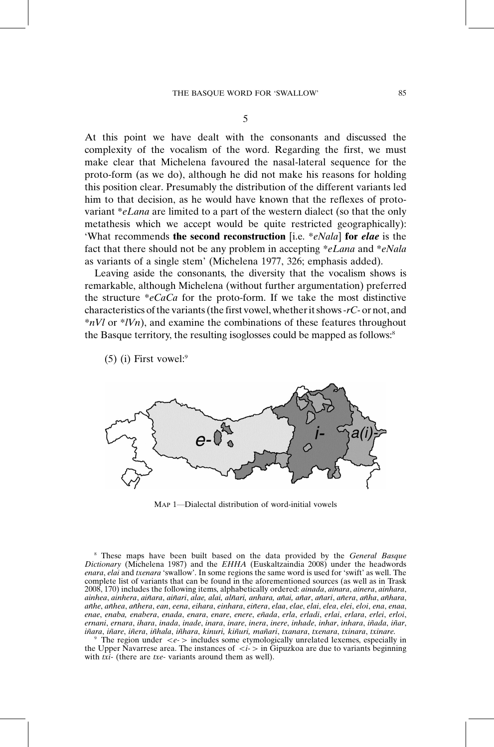5

At this point we have dealt with the consonants and discussed the complexity of the vocalism of the word. Regarding the first, we must make clear that Michelena favoured the nasal-lateral sequence for the proto-form (as we do), although he did not make his reasons for holding this position clear. Presumably the distribution of the different variants led him to that decision, as he would have known that the reflexes of proto-variant *\*eLana* are limited to a part of the western dialect (so that the only metathesis which we accept would be quite restricted geographically): 'What recommends **the second reconstruction** [i.e. *\*eNala*] **for *elae*** is the fact that there should not be any problem in accepting *\*eLana* and *\*eNala* as variants of a single stem' (Michelena 1977, 326; emphasis added).

Leaving aside the consonants, the diversity that the vocalism shows is remarkable, although Michelena (without further argumentation) preferred the structure *\*eCaCa* for the proto-form. If we take the most distinctive characteristics of the variants (the first vowel, whether it shows *-rC-* or not, and *\*nVl* or *\*lVn*), and examine the combinations of these features throughout the Basque territory, the resulting isoglosses could be mapped as follows:[8]

(5) (i) First vowel:[9]

MAP 1—Dialectal distribution of word-initial vowels

[8] These maps have been built based on the data provided by the *General Basque Dictionary* (Michelena 1987) and the *EHHA* (Euskaltzaindia 2008) under the headwords *enara*, *elai* and *txenara* 'swallow'. In some regions the same word is used for 'swift' as well. The complete list of variants that can be found in the aforementioned sources (as well as in Trask 2008, 170) includes the following items, alphabetically ordered: *ainada*, *ainara*, *ainera*, *ainhara*, *ainhea*, *ainhera*, *aiñara*, *aiñari*, *alae, alai, alñari, anhara, añai, añar*, *añari*, *añera*, *añha*, *añhara*, *añhe*, *añhea*, *añhera*, *ean*, *eena*, *eihara*, *einhara*, *eiñera*, *elaa*, *elae*, *elai*, *elea*, *elei*, *eloi*, *ena*, *enaa*, *enae*, *enaba, enabera*, *enada*, *enara*, *enare*, *enere*, *eñada*, *erla*, *erladi*, *erlai*, *erlara*, *erlei*, *erloi*, *ernani*, *ernara*, *ihara*, *inada*, *inade*, *inara*, *inare*, *inera*, *inere*, *inhade*, *inhar*, *inhara*, *iñada*, *iñar*, *iñara*, *iñare*, *iñera*, *iñhala*, *iñhara*, *kinuri, kiñuri, mañari*, *txanara*, *txenara*, *txinara*, *txinare.*

[9] The region under <*e-*> includes some etymologically unrelated lexemes, especially in the Upper Navarrese area. The instances of <*i-*> in Gipuzkoa are due to variants beginning with *txi-* (there are *txe-* variants around them as well).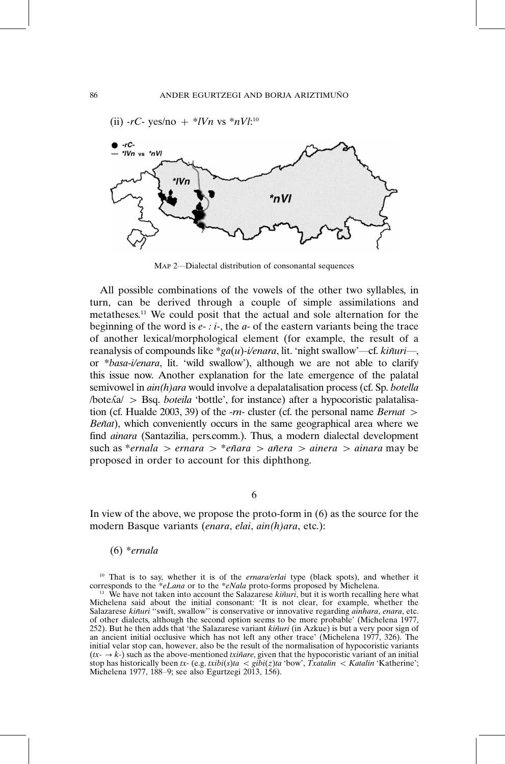(ii) *-rC-* yes/no + *\*lVn* vs *\*nVl*:[10]

MAP 2—Dialectal distribution of consonantal sequences

All possible combinations of the vowels of the other two syllables, in turn, can be derived through a couple of simple assimilations and metatheses.[11] We could posit that the actual and sole alternation for the beginning of the word is *e- : i-*, the *a-* of the eastern variants being the trace of another lexical/morphological element (for example, the result of a reanalysis of compounds like *\*ga(u)-i/enara*, lit. 'night swallow'—cf. *kiñuri*—, or *\*basa-i/enara*, lit. 'wild swallow'), although we are not able to clarify this issue now. Another explanation for the late emergence of the palatal semivowel in *ain(h)ara* would involve a depalatalisation process (cf. Sp. *botella* /boteʎa/ > Bsq. *boteila* 'bottle', for instance) after a hypocoristic palatalisation (cf. Hualde 2003, 39) of the *-rn-* cluster (cf. the personal name *Bernat* > *Beñat*), which conveniently occurs in the same geographical area where we find *ainara* (Santazilia, pers.comm.). Thus, a modern dialectal development such as *\*ernala* > *ernara* > *\*eñara* > *añera* > *ainera* > *ainara* may be proposed in order to account for this diphthong.

## 6

In view of the above, we propose the proto-form in (6) as the source for the modern Basque variants (*enara*, *elai*, *ain(h)ara*, etc.):

(6) *\*ernala*

[10] That is to say, whether it is of the *ernara/erlai* type (black spots), and whether it corresponds to the *\*eLana* or to the *\*eNala* proto-forms proposed by Michelena.

[11] We have not taken into account the Salazarese *kiñuri*, but it is worth recalling here what Michelena said about the initial consonant: 'It is not clear, for example, whether the Salazarese *kiñuri* "swift, swallow" is conservative or innovative regarding *ainhara*, *enara*, etc. of other dialects, although the second option seems to be more probable' (Michelena 1977, 252). But he then adds that 'the Salazarese variant *kiñuri* (in Azkue) is but a very poor sign of an ancient initial occlusive which has not left any other trace' (Michelena 1977, 326). The initial velar stop can, however, also be the result of the normalisation of hypocoristic variants (*tx-* → *k-*) such as the above-mentioned *txiñare*, given that the hypocoristic variant of an initial stop has historically been *tx-* (e.g. *txibi(s)ta* < *gibi(z)ta* 'bow', *Txatalin* < *Katalin* 'Katherine'; Michelena 1977, 188–9; see also Egurtzegi 2013, 156).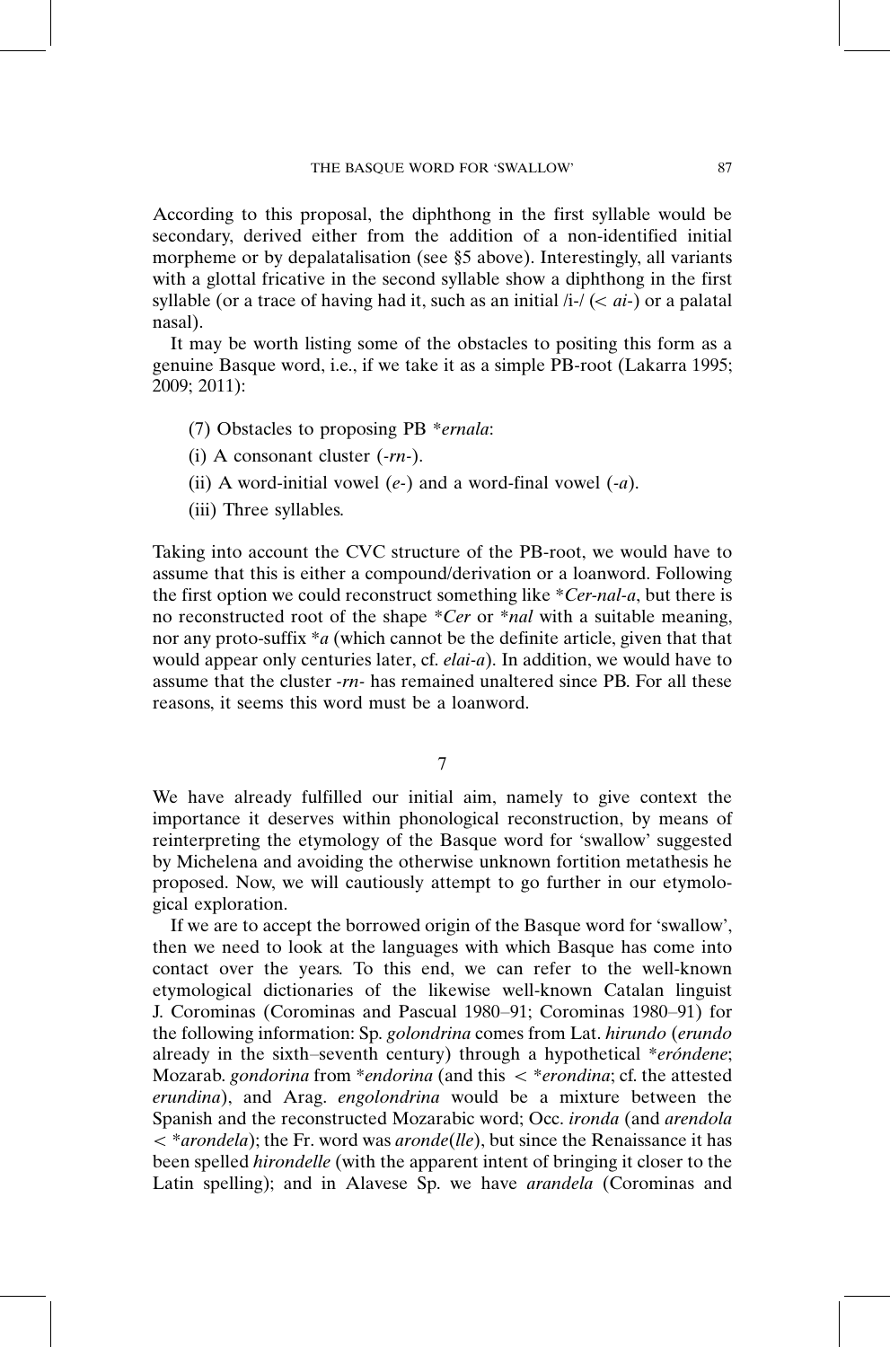According to this proposal, the diphthong in the first syllable would be secondary, derived either from the addition of a non-identified initial morpheme or by depalatalisation (see §5 above). Interestingly, all variants with a glottal fricative in the second syllable show a diphthong in the first syllable (or a trace of having had it, such as an initial /i-/ (< *ai-*) or a palatal nasal).

It may be worth listing some of the obstacles to positing this form as a genuine Basque word, i.e., if we take it as a simple PB-root (Lakarra 1995; 2009; 2011):

(7) Obstacles to proposing PB *\*ernala*:

(i) A consonant cluster (*-rn-*).

(ii) A word-initial vowel (*e-*) and a word-final vowel (*-a*).

(iii) Three syllables.

Taking into account the CVC structure of the PB-root, we would have to assume that this is either a compound/derivation or a loanword. Following the first option we could reconstruct something like *\*Cer-nal-a*, but there is no reconstructed root of the shape *\*Cer* or *\*nal* with a suitable meaning, nor any proto-suffix *\*a* (which cannot be the definite article, given that that would appear only centuries later, cf. *elai-a*). In addition, we would have to assume that the cluster *-rn-* has remained unaltered since PB. For all these reasons, it seems this word must be a loanword.

## 7

We have already fulfilled our initial aim, namely to give context the importance it deserves within phonological reconstruction, by means of reinterpreting the etymology of the Basque word for 'swallow' suggested by Michelena and avoiding the otherwise unknown fortition metathesis he proposed. Now, we will cautiously attempt to go further in our etymological exploration.

If we are to accept the borrowed origin of the Basque word for 'swallow', then we need to look at the languages with which Basque has come into contact over the years. To this end, we can refer to the well-known etymological dictionaries of the likewise well-known Catalan linguist J. Corominas (Corominas and Pascual 1980–91; Corominas 1980–91) for the following information: Sp. *golondrina* comes from Lat. *hirundo* (*erundo* already in the sixth–seventh century) through a hypothetical *\*eróndene*; Mozarab. *gondorina* from *\*endorina* (and this < *\*erondina*; cf. the attested *erundina*), and Arag. *engolondrina* would be a mixture between the Spanish and the reconstructed Mozarabic word; Occ. *ironda* (and *arendola* < *\*arondela*); the Fr. word was *aronde*(*lle*), but since the Renaissance it has been spelled *hirondelle* (with the apparent intent of bringing it closer to the Latin spelling); and in Alavese Sp. we have *arandela* (Corominas and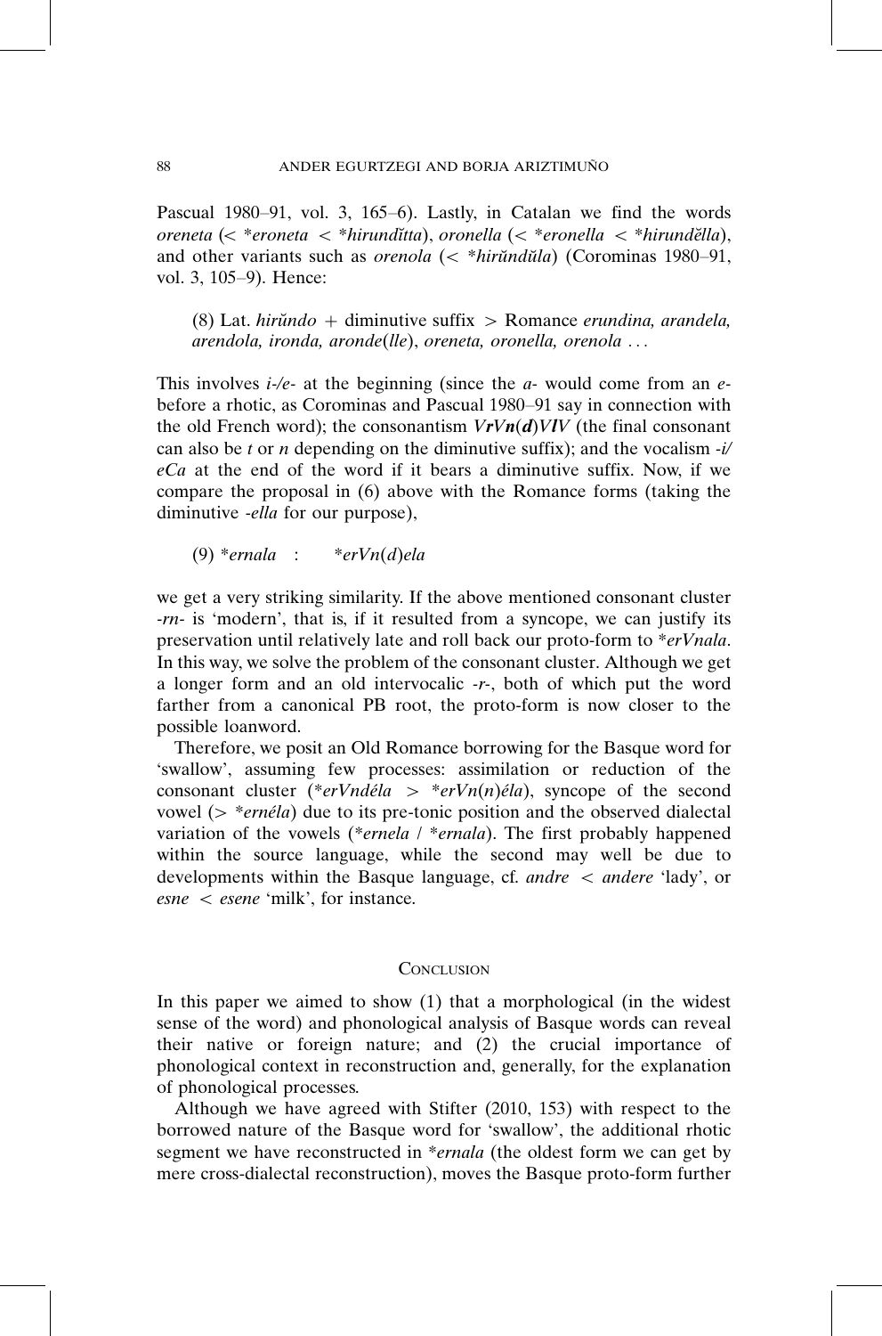Pascual 1980–91, vol. 3, 165–6). Lastly, in Catalan we find the words *oreneta* (< \**eroneta* < \**hirundĭtta*), *oronella* (< \**eronella* < \**hirundĕlla*), and other variants such as *orenola* (< \**hirŭndŭla*) (Corominas 1980–91, vol. 3, 105–9). Hence:

> (8) Lat. *hirŭndo* + diminutive suffix > Romance *erundina, arandela, arendola, ironda, aronde*(*lle*), *oreneta, oronella, orenola* . . .

This involves *i-/e-* at the beginning (since the *a-* would come from an *e-* before a rhotic, as Corominas and Pascual 1980–91 say in connection with the old French word); the consonantism *V**r**V**n**(**d**)V**l**V* (the final consonant can also be *t* or *n* depending on the diminutive suffix); and the vocalism *-i/eCa* at the end of the word if it bears a diminutive suffix. Now, if we compare the proposal in (6) above with the Romance forms (taking the diminutive *-ella* for our purpose),

> (9) \**ernala* : \**erVn*(*d*)*ela*

we get a very striking similarity. If the above mentioned consonant cluster *-rn-* is 'modern', that is, if it resulted from a syncope, we can justify its preservation until relatively late and roll back our proto-form to \**erVnala*. In this way, we solve the problem of the consonant cluster. Although we get a longer form and an old intervocalic *-r-*, both of which put the word farther from a canonical PB root, the proto-form is now closer to the possible loanword.

Therefore, we posit an Old Romance borrowing for the Basque word for 'swallow', assuming few processes: assimilation or reduction of the consonant cluster (\**erVndéla* > \**erVn*(*n*)*éla*), syncope of the second vowel (> \**ernéla*) due to its pre-tonic position and the observed dialectal variation of the vowels (\**ernela* / \**ernala*). The first probably happened within the source language, while the second may well be due to developments within the Basque language, cf. *andre* < *andere* 'lady', or *esne* < *esene* 'milk', for instance.

## Conclusion

In this paper we aimed to show (1) that a morphological (in the widest sense of the word) and phonological analysis of Basque words can reveal their native or foreign nature; and (2) the crucial importance of phonological context in reconstruction and, generally, for the explanation of phonological processes.

Although we have agreed with Stifter (2010, 153) with respect to the borrowed nature of the Basque word for 'swallow', the additional rhotic segment we have reconstructed in \**ernala* (the oldest form we can get by mere cross-dialectal reconstruction), moves the Basque proto-form further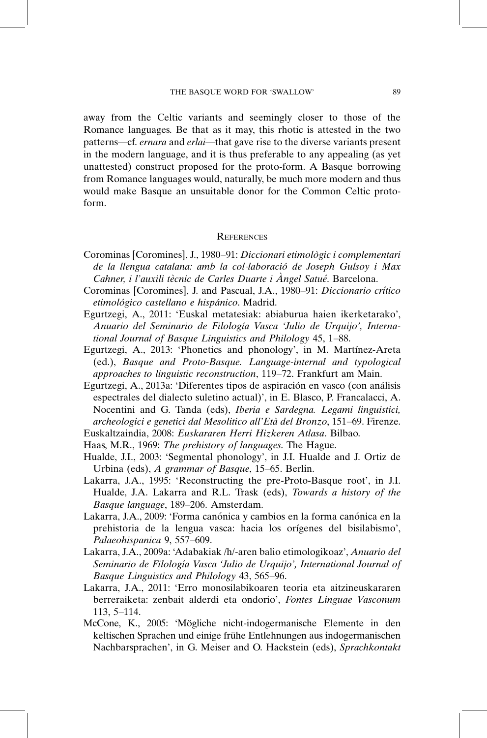away from the Celtic variants and seemingly closer to those of the Romance languages. Be that as it may, this rhotic is attested in the two patterns—cf. *ernara* and *erlai*—that gave rise to the diverse variants present in the modern language, and it is thus preferable to any appealing (as yet unattested) construct proposed for the proto-form. A Basque borrowing from Romance languages would, naturally, be much more modern and thus would make Basque an unsuitable donor for the Common Celtic proto-form.

## References

Corominas [Coromines], J., 1980–91: *Diccionari etimològic i complementari de la llengua catalana: amb la col·laboració de Joseph Gulsoy i Max Cahner, i l'auxili tècnic de Carles Duarte i Àngel Satué*. Barcelona.

Corominas [Coromines], J. and Pascual, J.A., 1980–91: *Diccionario crítico etimológico castellano e hispánico*. Madrid.

Egurtzegi, A., 2011: 'Euskal metatesiak: abiaburua haien ikerketarako', *Anuario del Seminario de Filología Vasca 'Julio de Urquijo', International Journal of Basque Linguistics and Philology* 45, 1–88.

Egurtzegi, A., 2013: 'Phonetics and phonology', in M. Martínez-Areta (ed.), *Basque and Proto-Basque. Language-internal and typological approaches to linguistic reconstruction*, 119–72. Frankfurt am Main.

Egurtzegi, A., 2013a: 'Diferentes tipos de aspiración en vasco (con análisis espectrales del dialecto suletino actual)', in E. Blasco, P. Francalacci, A. Nocentini and G. Tanda (eds), *Iberia e Sardegna. Legami linguistici, archeologici e genetici dal Mesolitico all'Età del Bronzo*, 151–69. Firenze.

Euskaltzaindia, 2008: *Euskararen Herri Hizkeren Atlasa*. Bilbao.

Haas, M.R., 1969: *The prehistory of languages*. The Hague.

Hualde, J.I., 2003: 'Segmental phonology', in J.I. Hualde and J. Ortiz de Urbina (eds), *A grammar of Basque*, 15–65. Berlin.

Lakarra, J.A., 1995: 'Reconstructing the pre-Proto-Basque root', in J.I. Hualde, J.A. Lakarra and R.L. Trask (eds), *Towards a history of the Basque language*, 189–206. Amsterdam.

Lakarra, J.A., 2009: 'Forma canónica y cambios en la forma canónica en la prehistoria de la lengua vasca: hacia los orígenes del bisilabismo', *Palaeohispanica* 9, 557–609.

Lakarra, J.A., 2009a: 'Adabakiak /h/-aren balio etimologikoaz', *Anuario del Seminario de Filología Vasca 'Julio de Urquijo', International Journal of Basque Linguistics and Philology* 43, 565–96.

Lakarra, J.A., 2011: 'Erro monosilabikoaren teoria eta aitzineuskararen berreraiketa: zenbait alderdi eta ondorio', *Fontes Linguae Vasconum* 113, 5–114.

McCone, K., 2005: 'Mögliche nicht-indogermanische Elemente in den keltischen Sprachen und einige frühe Entlehnungen aus indogermanischen Nachbarsprachen', in G. Meiser and O. Hackstein (eds), *Sprachkontakt*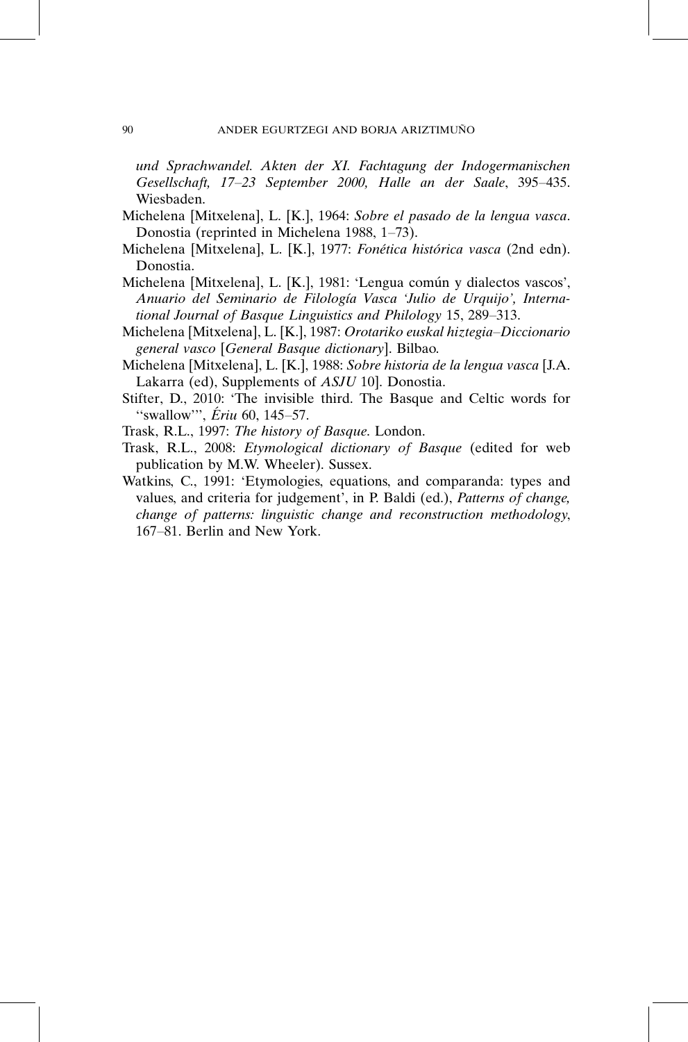*und Sprachwandel. Akten der XI. Fachtagung der Indogermanischen Gesellschaft, 17–23 September 2000, Halle an der Saale*, 395–435. Wiesbaden.

Michelena [Mitxelena], L. [K.], 1964: *Sobre el pasado de la lengua vasca*. Donostia (reprinted in Michelena 1988, 1–73).

Michelena [Mitxelena], L. [K.], 1977: *Fonética histórica vasca* (2nd edn). Donostia.

Michelena [Mitxelena], L. [K.], 1981: 'Lengua común y dialectos vascos', *Anuario del Seminario de Filología Vasca 'Julio de Urquijo', International Journal of Basque Linguistics and Philology* 15, 289–313.

Michelena [Mitxelena], L. [K.], 1987: *Orotariko euskal hiztegia–Diccionario general vasco* [*General Basque dictionary*]. Bilbao.

Michelena [Mitxelena], L. [K.], 1988: *Sobre historia de la lengua vasca* [J.A. Lakarra (ed), Supplements of *ASJU* 10]. Donostia.

Stifter, D., 2010: 'The invisible third. The Basque and Celtic words for "swallow"', *Ériu* 60, 145–57.

Trask, R.L., 1997: *The history of Basque*. London.

Trask, R.L., 2008: *Etymological dictionary of Basque* (edited for web publication by M.W. Wheeler). Sussex.

Watkins, C., 1991: 'Etymologies, equations, and comparanda: types and values, and criteria for judgement', in P. Baldi (ed.), *Patterns of change, change of patterns: linguistic change and reconstruction methodology*, 167–81. Berlin and New York.